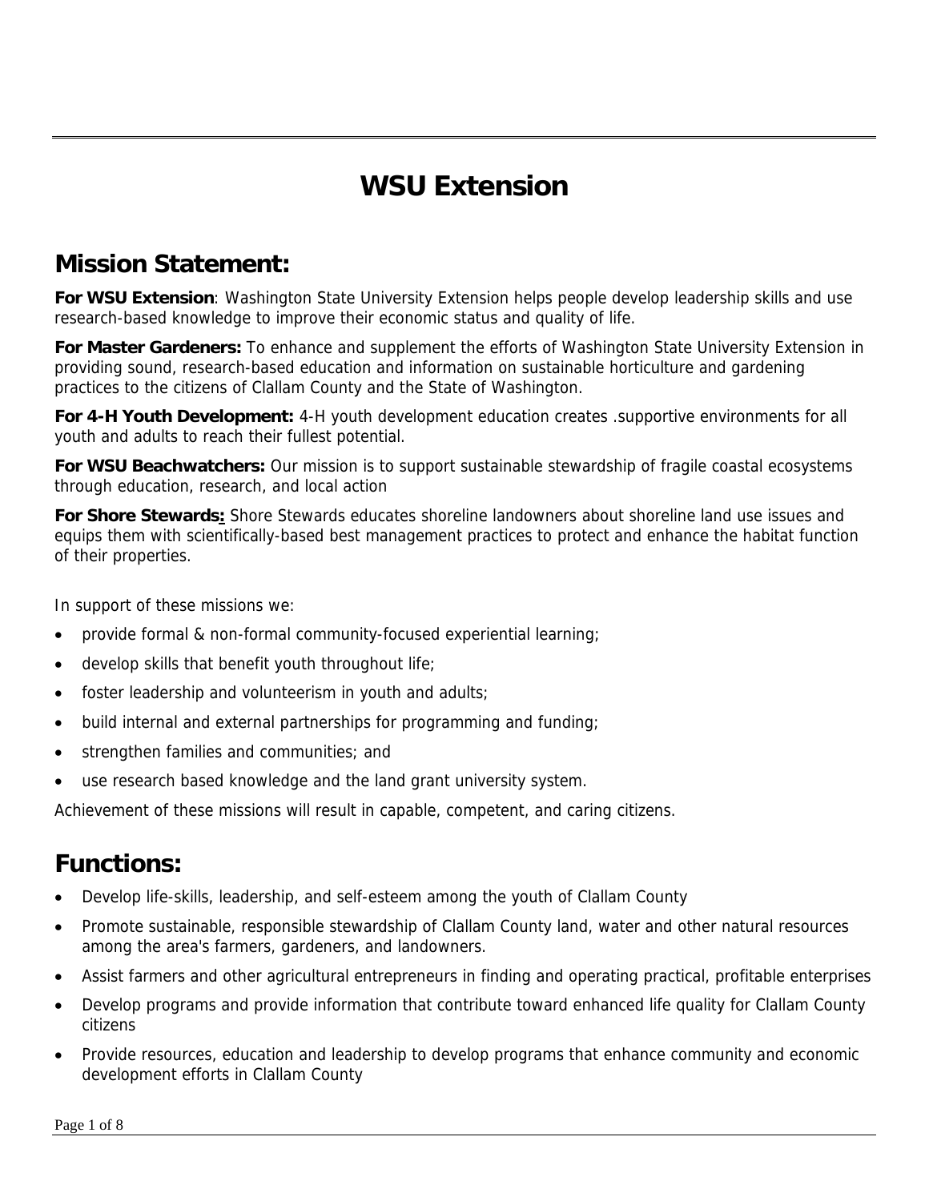# WSU Extension

## Mission Statement:

**For WSU Extension**: Washington State University Extension helps people develop leadership skills and use research-based knowledge to improve their economic status and quality of life.

**For Master Gardeners:** To enhance and supplement the efforts of Washington State University Extension in providing sound, research-based education and information on sustainable horticulture and gardening practices to the citizens of Clallam County and the State of Washington.

**For 4-H Youth Development:** 4-H youth development education creates .supportive environments for all youth and adults to reach their fullest potential.

**For WSU Beachwatchers:** Our mission is to support sustainable stewardship of fragile coastal ecosystems through education, research, and local action

**For Shore Stewards:** Shore Stewards educates shoreline landowners about shoreline land use issues and equips them with scientifically-based best management practices to protect and enhance the habitat function of their properties.

In support of these missions we:

- provide formal & non-formal community-focused experiential learning;
- develop skills that benefit youth throughout life;
- foster leadership and volunteerism in youth and adults;
- build internal and external partnerships for programming and funding;
- strengthen families and communities; and
- use research based knowledge and the land grant university system.

Achievement of these missions will result in capable, competent, and caring citizens.

## Functions:

- Develop life-skills, leadership, and self-esteem among the youth of Clallam County
- Promote sustainable, responsible stewardship of Clallam County land, water and other natural resources among the area's farmers, gardeners, and landowners.
- Assist farmers and other agricultural entrepreneurs in finding and operating practical, profitable enterprises
- Develop programs and provide information that contribute toward enhanced life quality for Clallam County citizens
- Provide resources, education and leadership to develop programs that enhance community and economic development efforts in Clallam County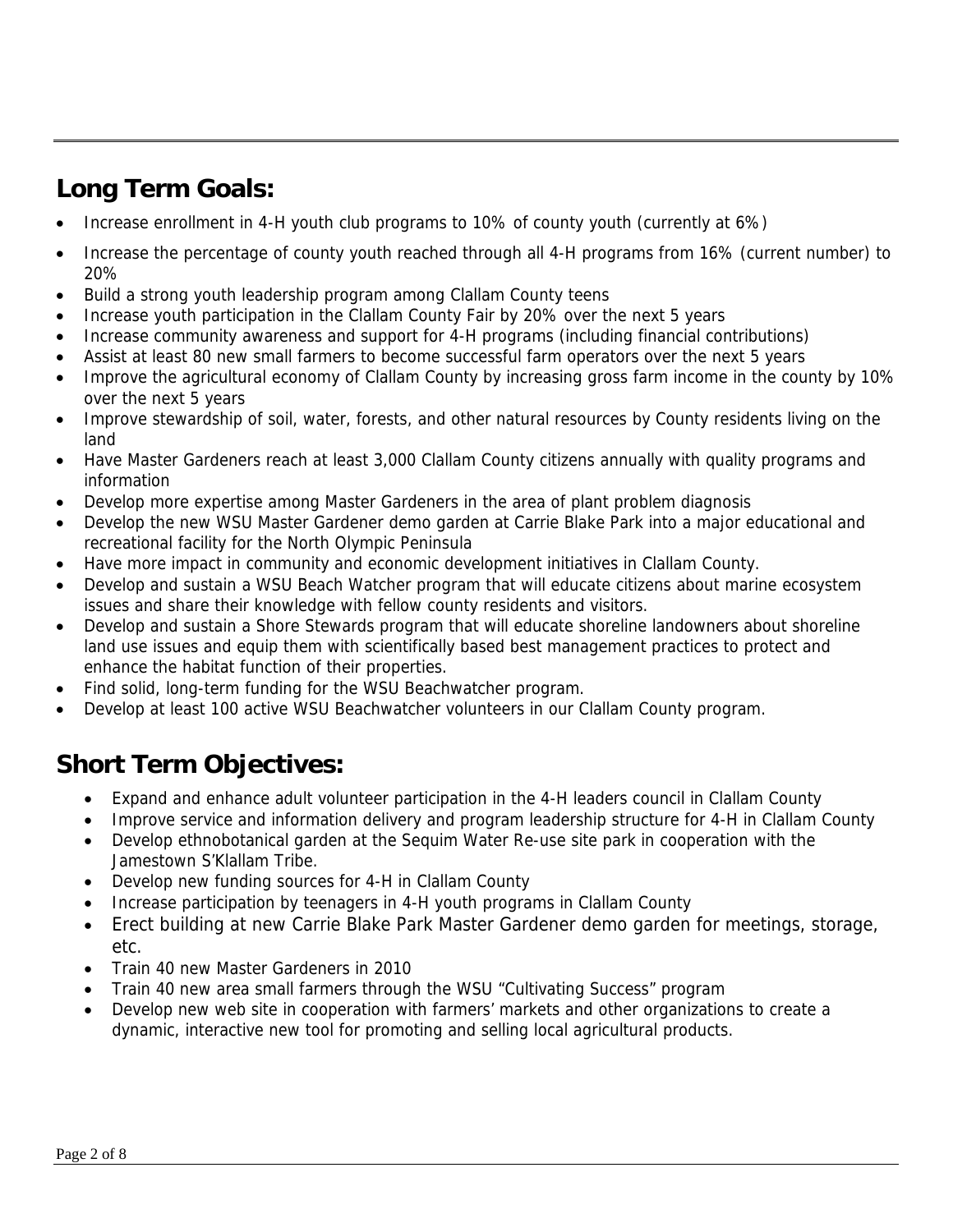## Long Term Goals:

- Increase enrollment in 4-H youth club programs to 10% of county youth (currently at 6%)
- Increase the percentage of county youth reached through all 4-H programs from 16% (current number) to 20%
- Build a strong youth leadership program among Clallam County teens
- Increase youth participation in the Clallam County Fair by 20% over the next 5 years
- Increase community awareness and support for 4-H programs (including financial contributions)
- Assist at least 80 new small farmers to become successful farm operators over the next 5 years
- Improve the agricultural economy of Clallam County by increasing gross farm income in the county by 10% over the next 5 years
- Improve stewardship of soil, water, forests, and other natural resources by County residents living on the land
- Have Master Gardeners reach at least 3,000 Clallam County citizens annually with quality programs and information
- Develop more expertise among Master Gardeners in the area of plant problem diagnosis
- Develop the new WSU Master Gardener demo garden at Carrie Blake Park into a major educational and recreational facility for the North Olympic Peninsula
- Have more impact in community and economic development initiatives in Clallam County.
- Develop and sustain a WSU Beach Watcher program that will educate citizens about marine ecosystem issues and share their knowledge with fellow county residents and visitors.
- Develop and sustain a Shore Stewards program that will educate shoreline landowners about shoreline land use issues and equip them with scientifically based best management practices to protect and enhance the habitat function of their properties.
- Find solid, long-term funding for the WSU Beachwatcher program.
- Develop at least 100 active WSU Beachwatcher volunteers in our Clallam County program.

## Short Term Objectives:

- Expand and enhance adult volunteer participation in the 4-H leaders council in Clallam County
- Improve service and information delivery and program leadership structure for 4-H in Clallam County
- Develop ethnobotanical garden at the Sequim Water Re-use site park in cooperation with the Jamestown S'Klallam Tribe.
- Develop new funding sources for 4-H in Clallam County
- Increase participation by teenagers in 4-H youth programs in Clallam County
- Erect building at new Carrie Blake Park Master Gardener demo garden for meetings, storage, etc.
- Train 40 new Master Gardeners in 2010
- Train 40 new area small farmers through the WSU "Cultivating Success" program
- Develop new web site in cooperation with farmers' markets and other organizations to create a dynamic, interactive new tool for promoting and selling local agricultural products.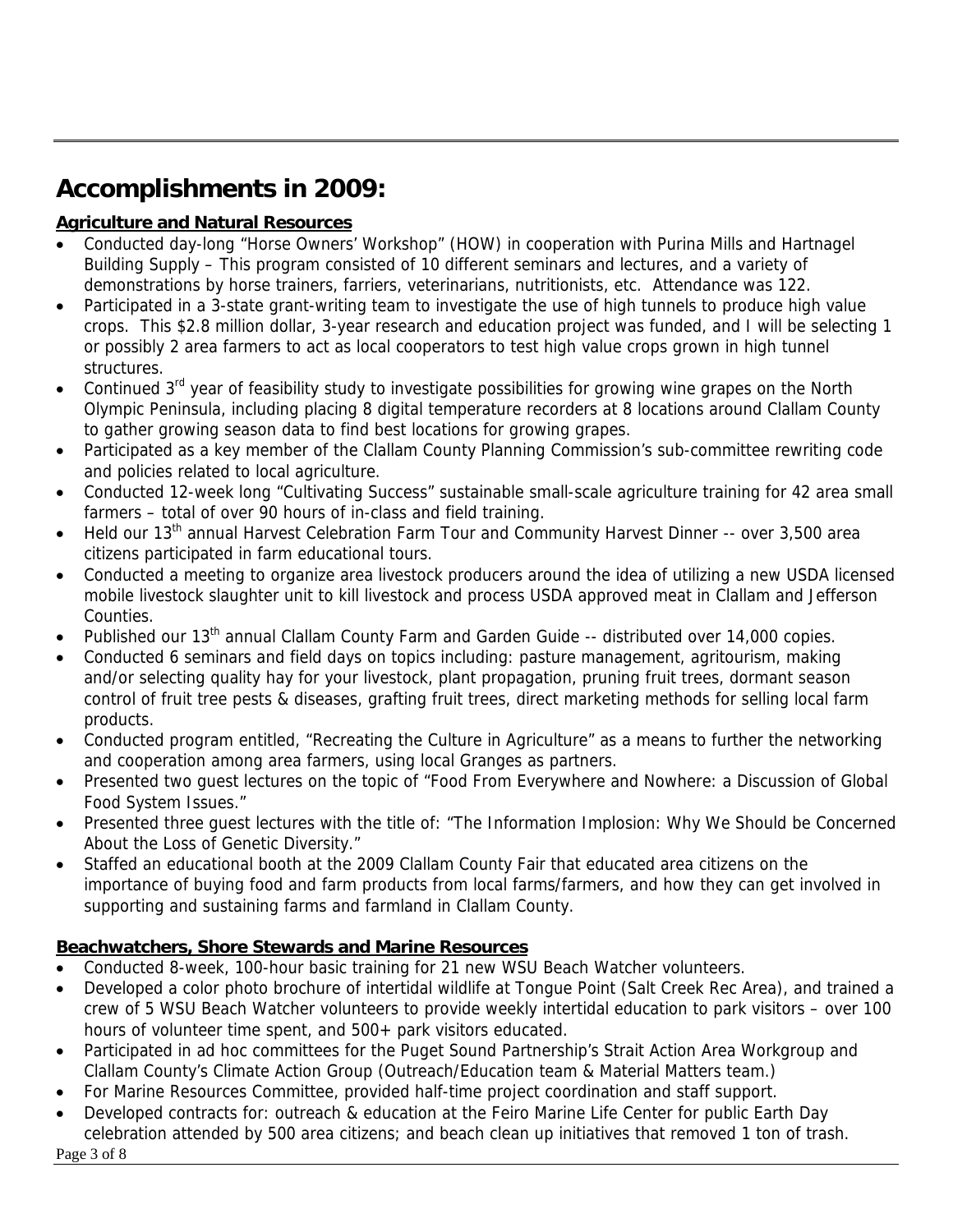## Accomplishments in 2009:

**Agriculture and Natural Resources**

- Conducted day-long "Horse Owners' Workshop" (HOW) in cooperation with Purina Mills and Hartnagel Building Supply – This program consisted of 10 different seminars and lectures, and a variety of demonstrations by horse trainers, farriers, veterinarians, nutritionists, etc. Attendance was 122.
- Participated in a 3-state grant-writing team to investigate the use of high tunnels to produce high value crops. This $2.8 million dollar, 3-year research and education project was funded, and I will be selecting 1 or possibly 2 area farmers to act as local cooperators to test high value crops grown in high tunnel structures.
- Continued 3rd year of feasibility study to investigate possibilities for growing wine grapes on the North Olympic Peninsula, including placing 8 digital temperature recorders at 8 locations around Clallam County to gather growing season data to find best locations for growing grapes.
- Participated as a key member of the Clallam County Planning Commission's sub-committee rewriting code and policies related to local agriculture.
- Conducted 12-week long "Cultivating Success" sustainable small-scale agriculture training for 42 area small farmers – total of over 90 hours of in-class and field training.
- Held our 13th annual Harvest Celebration Farm Tour and Community Harvest Dinner -- over 3,500 area citizens participated in farm educational tours.
- Conducted a meeting to organize area livestock producers around the idea of utilizing a new USDA licensed mobile livestock slaughter unit to kill livestock and process USDA approved meat in Clallam and Jefferson Counties.
- Published our 13th annual Clallam County Farm and Garden Guide -- distributed over 14,000 copies.
- Conducted 6 seminars and field days on topics including: pasture management, agritourism, making and/or selecting quality hay for your livestock, plant propagation, pruning fruit trees, dormant season control of fruit tree pests & diseases, grafting fruit trees, direct marketing methods for selling local farm products.
- Conducted program entitled, "Recreating the Culture in Agriculture" as a means to further the networking and cooperation among area farmers, using local Granges as partners.
- Presented two guest lectures on the topic of "Food From Everywhere and Nowhere: a Discussion of Global Food System Issues."
- Presented three guest lectures with the title of: "The Information Implosion: Why We Should be Concerned About the Loss of Genetic Diversity."
- Staffed an educational booth at the 2009 Clallam County Fair that educated area citizens on the importance of buying food and farm products from local farms/farmers, and how they can get involved in supporting and sustaining farms and farmland in Clallam County.

**Beachwatchers, Shore Stewards and Marine Resources**

- Conducted 8-week, 100-hour basic training for 21 new WSU Beach Watcher volunteers.
- Developed a color photo brochure of intertidal wildlife at Tongue Point (Salt Creek Rec Area), and trained a crew of 5 WSU Beach Watcher volunteers to provide weekly intertidal education to park visitors – over 100 hours of volunteer time spent, and 500+ park visitors educated.
- Participated in ad hoc committees for the Puget Sound Partnership's Strait Action Area Workgroup and Clallam County's Climate Action Group (Outreach/Education team & Material Matters team.)
- For Marine Resources Committee, provided half-time project coordination and staff support.
- Developed contracts for: outreach & education at the Feiro Marine Life Center for public Earth Day celebration attended by 500 area citizens; and beach clean up initiatives that removed 1 ton of trash.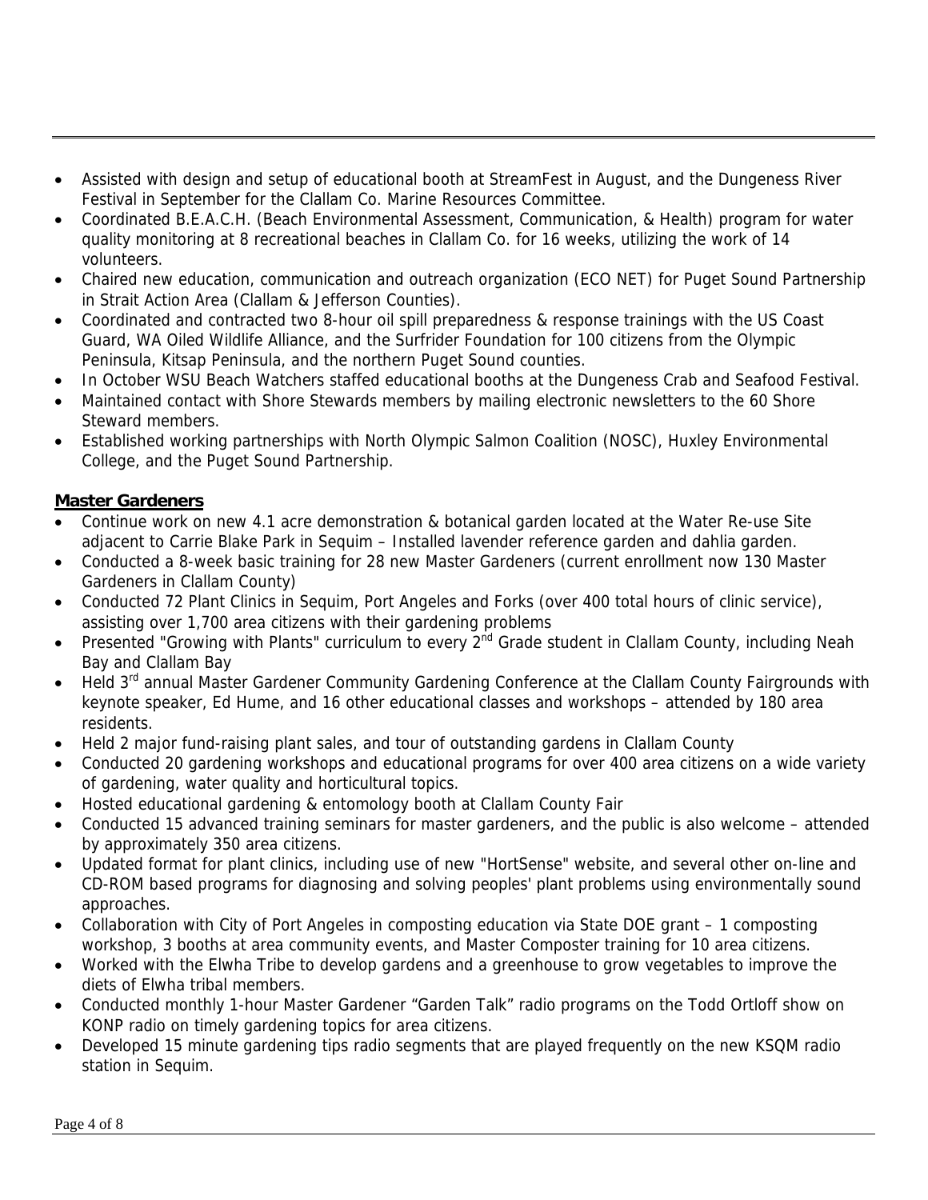- Assisted with design and setup of educational booth at StreamFest in August, and the Dungeness River Festival in September for the Clallam Co. Marine Resources Committee.
- Coordinated B.E.A.C.H. (Beach Environmental Assessment, Communication, & Health) program for water quality monitoring at 8 recreational beaches in Clallam Co. for 16 weeks, utilizing the work of 14 volunteers.
- Chaired new education, communication and outreach organization (ECO NET) for Puget Sound Partnership in Strait Action Area (Clallam & Jefferson Counties).
- Coordinated and contracted two 8-hour oil spill preparedness & response trainings with the US Coast Guard, WA Oiled Wildlife Alliance, and the Surfrider Foundation for 100 citizens from the Olympic Peninsula, Kitsap Peninsula, and the northern Puget Sound counties.
- In October WSU Beach Watchers staffed educational booths at the Dungeness Crab and Seafood Festival.
- Maintained contact with Shore Stewards members by mailing electronic newsletters to the 60 Shore Steward members.
- Established working partnerships with North Olympic Salmon Coalition (NOSC), Huxley Environmental College, and the Puget Sound Partnership.

**Master Gardeners**

- Continue work on new 4.1 acre demonstration & botanical garden located at the Water Re-use Site adjacent to Carrie Blake Park in Sequim – Installed lavender reference garden and dahlia garden.
- Conducted a 8-week basic training for 28 new Master Gardeners (current enrollment now 130 Master Gardeners in Clallam County)
- Conducted 72 Plant Clinics in Sequim, Port Angeles and Forks (over 400 total hours of clinic service), assisting over 1,700 area citizens with their gardening problems
- Presented "Growing with Plants" curriculum to every 2nd Grade student in Clallam County, including Neah Bay and Clallam Bay
- Held 3rd annual Master Gardener Community Gardening Conference at the Clallam County Fairgrounds with keynote speaker, Ed Hume, and 16 other educational classes and workshops – attended by 180 area residents.
- Held 2 major fund-raising plant sales, and tour of outstanding gardens in Clallam County
- Conducted 20 gardening workshops and educational programs for over 400 area citizens on a wide variety of gardening, water quality and horticultural topics.
- Hosted educational gardening & entomology booth at Clallam County Fair
- Conducted 15 advanced training seminars for master gardeners, and the public is also welcome – attended by approximately 350 area citizens.
- Updated format for plant clinics, including use of new "HortSense" website, and several other on-line and CD-ROM based programs for diagnosing and solving peoples' plant problems using environmentally sound approaches.
- Collaboration with City of Port Angeles in composting education via State DOE grant – 1 composting workshop, 3 booths at area community events, and Master Composter training for 10 area citizens.
- Worked with the Elwha Tribe to develop gardens and a greenhouse to grow vegetables to improve the diets of Elwha tribal members.
- Conducted monthly 1-hour Master Gardener "Garden Talk" radio programs on the Todd Ortloff show on KONP radio on timely gardening topics for area citizens.
- Developed 15 minute gardening tips radio segments that are played frequently on the new KSQM radio station in Sequim.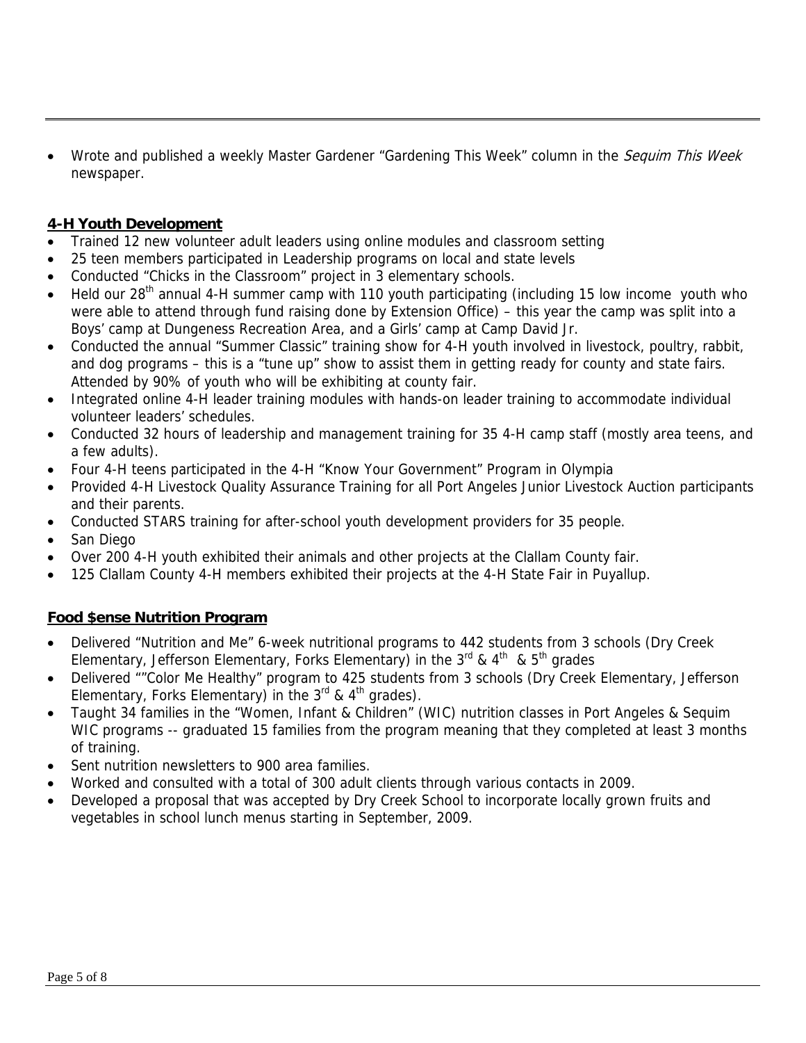- Wrote and published a weekly Master Gardener "Gardening This Week" column in the *Sequim This Week* newspaper.

**4-H Youth Development**

- Trained 12 new volunteer adult leaders using online modules and classroom setting
- 25 teen members participated in Leadership programs on local and state levels
- Conducted "Chicks in the Classroom" project in 3 elementary schools.
- Held our 28th annual 4-H summer camp with 110 youth participating (including 15 low income youth who were able to attend through fund raising done by Extension Office) – this year the camp was split into a Boys' camp at Dungeness Recreation Area, and a Girls' camp at Camp David Jr.
- Conducted the annual "Summer Classic" training show for 4-H youth involved in livestock, poultry, rabbit, and dog programs – this is a "tune up" show to assist them in getting ready for county and state fairs. Attended by 90% of youth who will be exhibiting at county fair.
- Integrated online 4-H leader training modules with hands-on leader training to accommodate individual volunteer leaders' schedules.
- Conducted 32 hours of leadership and management training for 35 4-H camp staff (mostly area teens, and a few adults).
- Four 4-H teens participated in the 4-H "Know Your Government" Program in Olympia
- Provided 4-H Livestock Quality Assurance Training for all Port Angeles Junior Livestock Auction participants and their parents.
- Conducted STARS training for after-school youth development providers for 35 people.
- San Diego
- Over 200 4-H youth exhibited their animals and other projects at the Clallam County fair.
- 125 Clallam County 4-H members exhibited their projects at the 4-H State Fair in Puyallup.

**Food $ense Nutrition Program**

- Delivered "Nutrition and Me" 6-week nutritional programs to 442 students from 3 schools (Dry Creek Elementary, Jefferson Elementary, Forks Elementary) in the 3rd & 4th & 5th grades
- Delivered ""Color Me Healthy" program to 425 students from 3 schools (Dry Creek Elementary, Jefferson Elementary, Forks Elementary) in the 3rd & 4th grades).
- Taught 34 families in the "Women, Infant & Children" (WIC) nutrition classes in Port Angeles & Sequim WIC programs -- graduated 15 families from the program meaning that they completed at least 3 months of training.
- Sent nutrition newsletters to 900 area families.
- Worked and consulted with a total of 300 adult clients through various contacts in 2009.
- Developed a proposal that was accepted by Dry Creek School to incorporate locally grown fruits and vegetables in school lunch menus starting in September, 2009.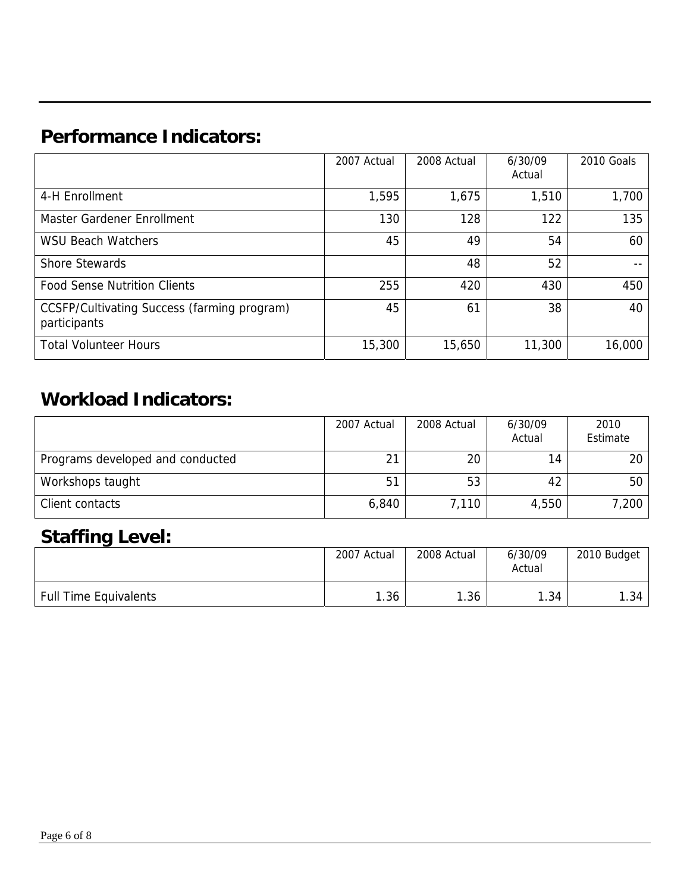## Performance Indicators:

| | 2007 Actual | 2008 Actual | 6/30/09 Actual | 2010 Goals |
|---|---|---|---|---|
| 4-H Enrollment | 1,595 | 1,675 | 1,510 | 1,700 |
| Master Gardener Enrollment | 130 | 128 | 122 | 135 |
| WSU Beach Watchers | 45 | 49 | 54 | 60 |
| Shore Stewards | | 48 | 52 | -- |
| Food Sense Nutrition Clients | 255 | 420 | 430 | 450 |
| CCSFP/Cultivating Success (farming program) participants | 45 | 61 | 38 | 40 |
| Total Volunteer Hours | 15,300 | 15,650 | 11,300 | 16,000 |

## Workload Indicators:

| | 2007 Actual | 2008 Actual | 6/30/09 Actual | 2010 Estimate |
|---|---|---|---|---|
| Programs developed and conducted | 21 | 20 | 14 | 20 |
| Workshops taught | 51 | 53 | 42 | 50 |
| Client contacts | 6,840 | 7,110 | 4,550 | 7,200 |

## Staffing Level:

| | 2007 Actual | 2008 Actual | 6/30/09 Actual | 2010 Budget |
|---|---|---|---|---|
| Full Time Equivalents | 1.36 | 1.36 | 1.34 | 1.34 |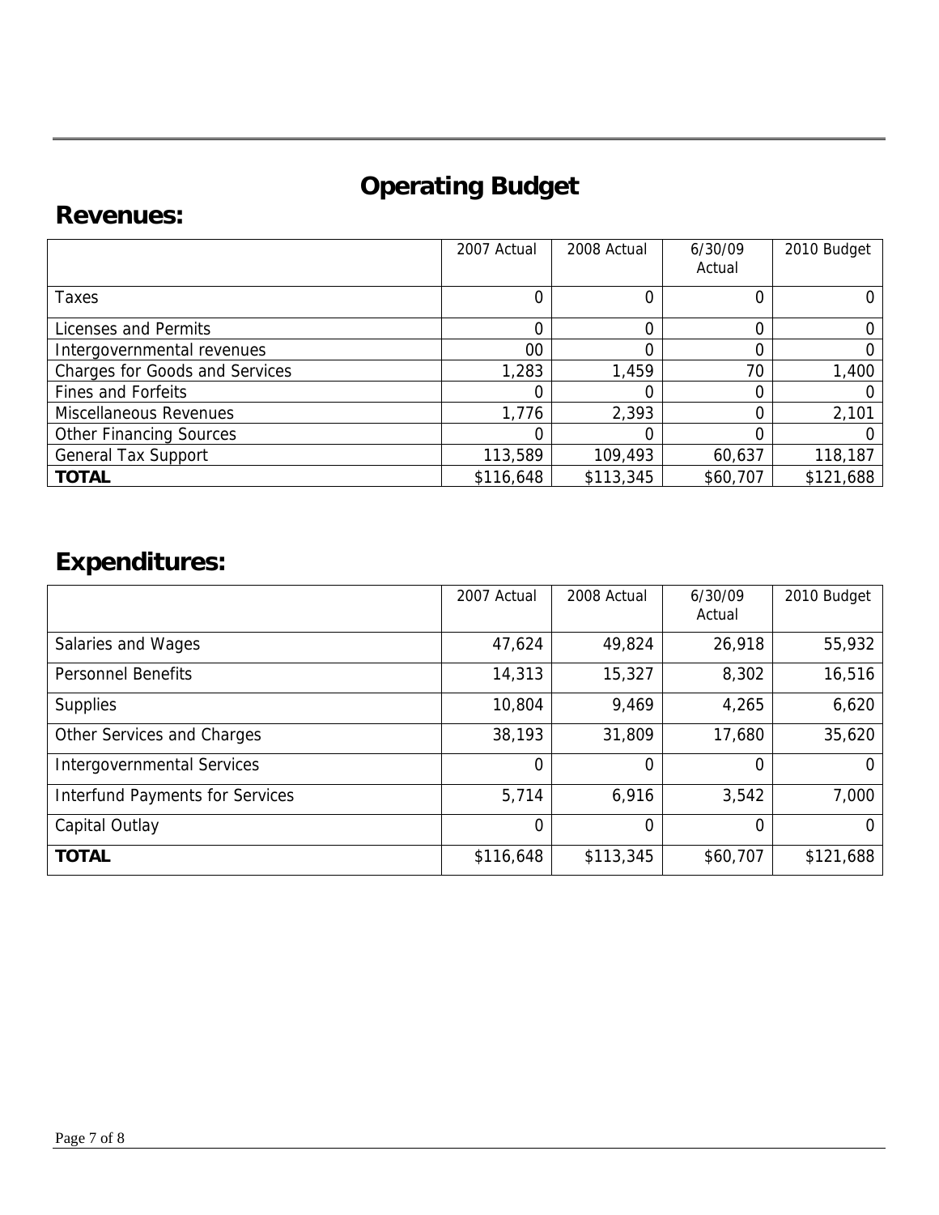# Operating Budget

## Revenues:

| | 2007 Actual | 2008 Actual | 6/30/09 Actual | 2010 Budget |
|---|---|---|---|---|
| Taxes | 0 | 0 | 0 | 0 |
| Licenses and Permits | 0 | 0 | 0 | 0 |
| Intergovernmental revenues | 00 | 0 | 0 | 0 |
| Charges for Goods and Services | 1,283 | 1,459 | 70 | 1,400 |
| Fines and Forfeits | 0 | 0 | 0 | 0 |
| Miscellaneous Revenues | 1,776 | 2,393 | 0 | 2,101 |
| Other Financing Sources | 0 | 0 | 0 | 0 |
| General Tax Support | 113,589 | 109,493 | 60,637 | 118,187 |
| **TOTAL** | $116,648 | $113,345 | $60,707 | $121,688 |

## Expenditures:

| | 2007 Actual | 2008 Actual | 6/30/09 Actual | 2010 Budget |
|---|---|---|---|---|
| Salaries and Wages | 47,624 | 49,824 | 26,918 | 55,932 |
| Personnel Benefits | 14,313 | 15,327 | 8,302 | 16,516 |
| Supplies | 10,804 | 9,469 | 4,265 | 6,620 |
| Other Services and Charges | 38,193 | 31,809 | 17,680 | 35,620 |
| Intergovernmental Services | 0 | 0 | 0 | 0 |
| Interfund Payments for Services | 5,714 | 6,916 | 3,542 | 7,000 |
| Capital Outlay | 0 | 0 | 0 | 0 |
| **TOTAL** | $116,648 | $113,345 | $60,707 | $121,688 |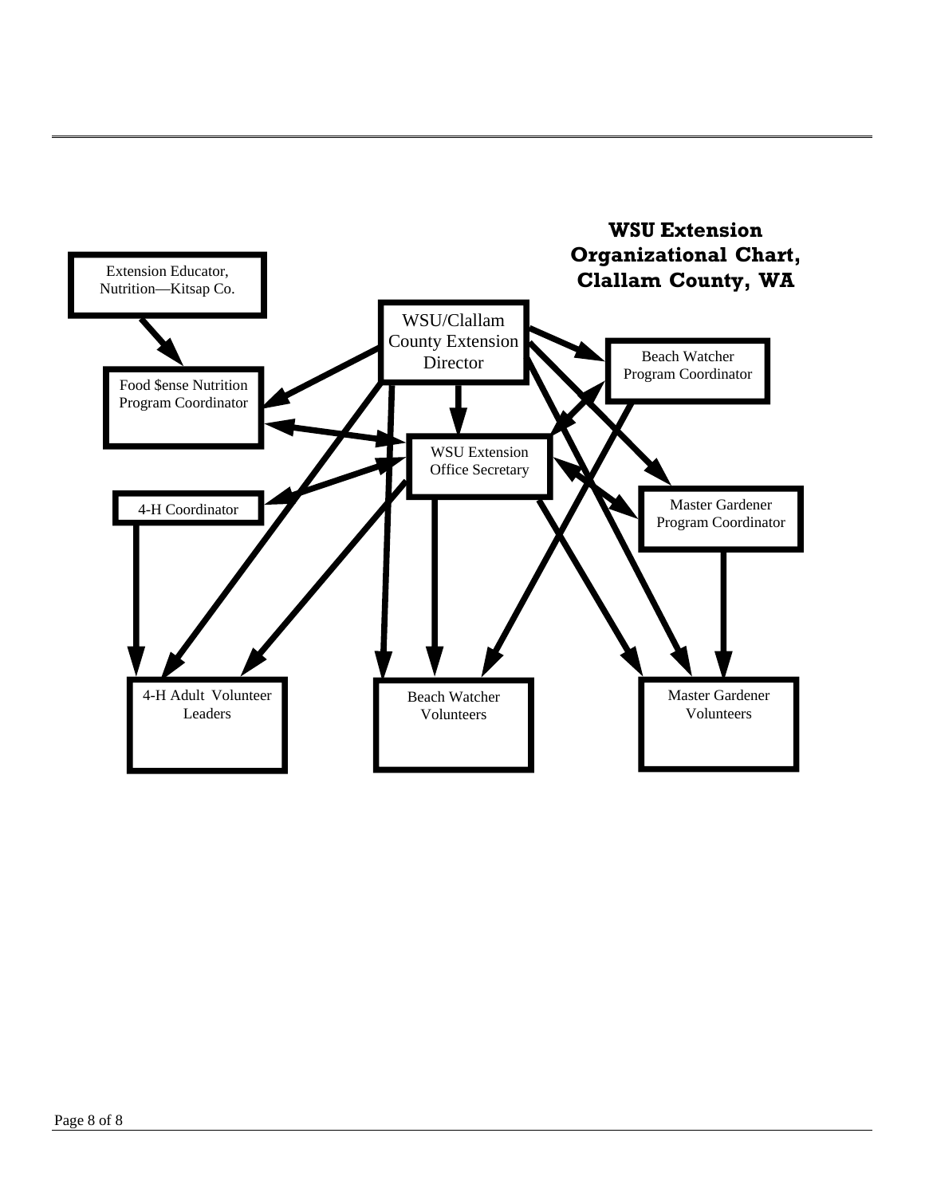**WSU Extension Organizational Chart, Clallam County, WA**

Extension Educator, Nutrition—Kitsap Co.

WSU/Clallam County Extension Director

Beach Watcher Program Coordinator

Food $ense Nutrition Program Coordinator

WSU Extension Office Secretary

4-H Coordinator

Master Gardener Program Coordinator

4-H Adult Volunteer Leaders

Beach Watcher Volunteers

Master Gardener Volunteers